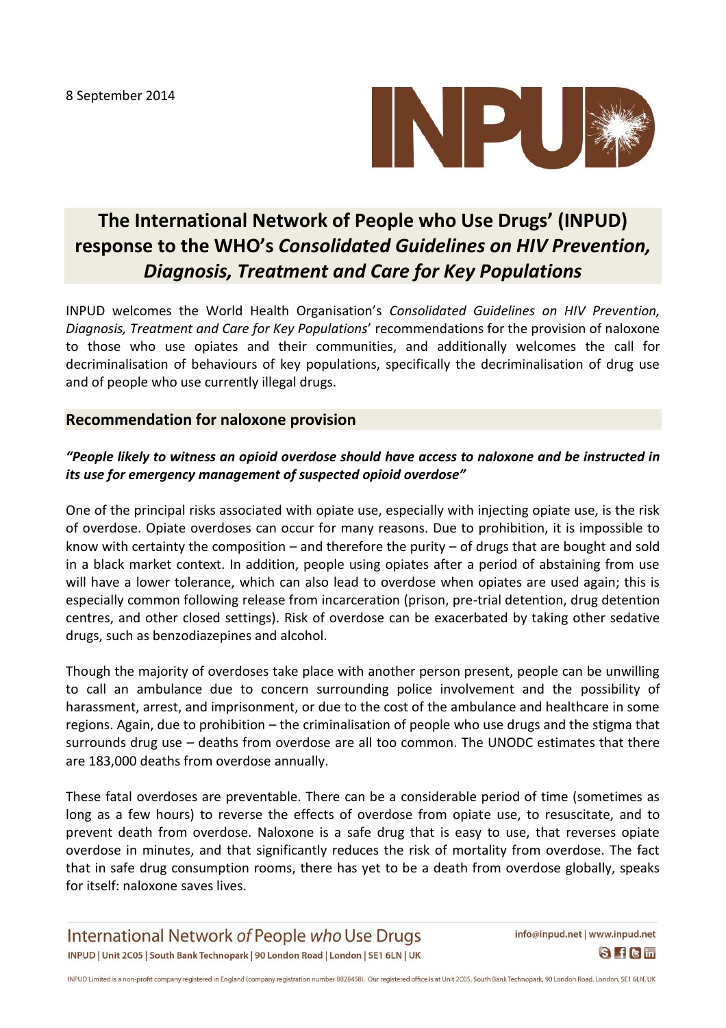8 September 2014

# The International Network of People who Use Drugs' (INPUD) response to the WHO's *Consolidated Guidelines on HIV Prevention, Diagnosis, Treatment and Care for Key Populations*

INPUD welcomes the World Health Organisation's *Consolidated Guidelines on HIV Prevention, Diagnosis, Treatment and Care for Key Populations*' recommendations for the provision of naloxone to those who use opiates and their communities, and additionally welcomes the call for decriminalisation of behaviours of key populations, specifically the decriminalisation of drug use and of people who use currently illegal drugs.

## Recommendation for naloxone provision

***"People likely to witness an opioid overdose should have access to naloxone and be instructed in its use for emergency management of suspected opioid overdose"***

One of the principal risks associated with opiate use, especially with injecting opiate use, is the risk of overdose. Opiate overdoses can occur for many reasons. Due to prohibition, it is impossible to know with certainty the composition – and therefore the purity – of drugs that are bought and sold in a black market context. In addition, people using opiates after a period of abstaining from use will have a lower tolerance, which can also lead to overdose when opiates are used again; this is especially common following release from incarceration (prison, pre-trial detention, drug detention centres, and other closed settings). Risk of overdose can be exacerbated by taking other sedative drugs, such as benzodiazepines and alcohol.

Though the majority of overdoses take place with another person present, people can be unwilling to call an ambulance due to concern surrounding police involvement and the possibility of harassment, arrest, and imprisonment, or due to the cost of the ambulance and healthcare in some regions. Again, due to prohibition – the criminalisation of people who use drugs and the stigma that surrounds drug use – deaths from overdose are all too common. The UNODC estimates that there are 183,000 deaths from overdose annually.

These fatal overdoses are preventable. There can be a considerable period of time (sometimes as long as a few hours) to reverse the effects of overdose from opiate use, to resuscitate, and to prevent death from overdose. Naloxone is a safe drug that is easy to use, that reverses opiate overdose in minutes, and that significantly reduces the risk of mortality from overdose. The fact that in safe drug consumption rooms, there has yet to be a death from overdose globally, speaks for itself: naloxone saves lives.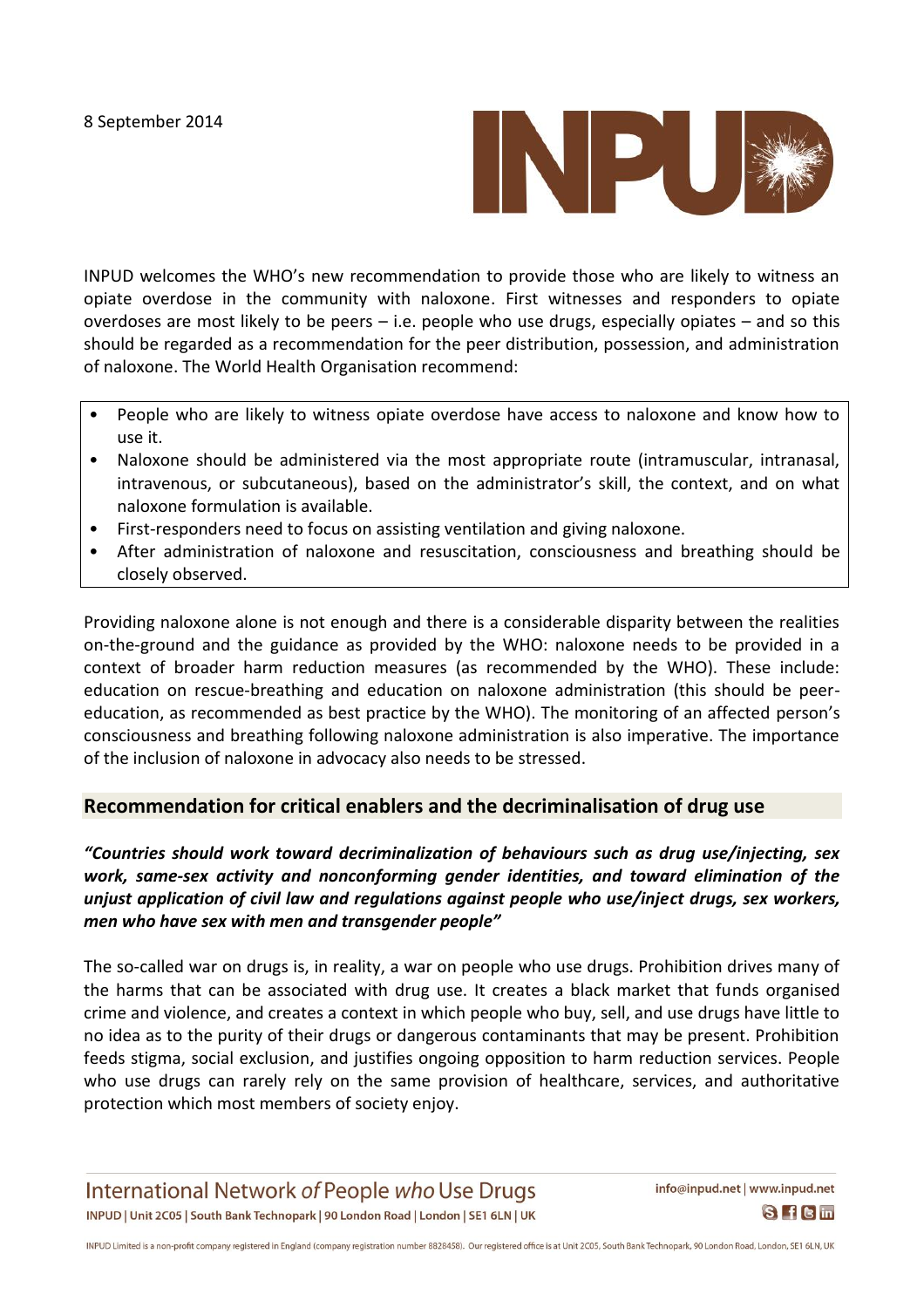8 September 2014

INPUD welcomes the WHO's new recommendation to provide those who are likely to witness an opiate overdose in the community with naloxone. First witnesses and responders to opiate overdoses are most likely to be peers – i.e. people who use drugs, especially opiates – and so this should be regarded as a recommendation for the peer distribution, possession, and administration of naloxone. The World Health Organisation recommend:

- People who are likely to witness opiate overdose have access to naloxone and know how to use it.
- Naloxone should be administered via the most appropriate route (intramuscular, intranasal, intravenous, or subcutaneous), based on the administrator's skill, the context, and on what naloxone formulation is available.
- First-responders need to focus on assisting ventilation and giving naloxone.
- After administration of naloxone and resuscitation, consciousness and breathing should be closely observed.

Providing naloxone alone is not enough and there is a considerable disparity between the realities on-the-ground and the guidance as provided by the WHO: naloxone needs to be provided in a context of broader harm reduction measures (as recommended by the WHO). These include: education on rescue-breathing and education on naloxone administration (this should be peer-education, as recommended as best practice by the WHO). The monitoring of an affected person's consciousness and breathing following naloxone administration is also imperative. The importance of the inclusion of naloxone in advocacy also needs to be stressed.

## Recommendation for critical enablers and the decriminalisation of drug use

***"Countries should work toward decriminalization of behaviours such as drug use/injecting, sex work, same-sex activity and nonconforming gender identities, and toward elimination of the unjust application of civil law and regulations against people who use/inject drugs, sex workers, men who have sex with men and transgender people"***

The so-called war on drugs is, in reality, a war on people who use drugs. Prohibition drives many of the harms that can be associated with drug use. It creates a black market that funds organised crime and violence, and creates a context in which people who buy, sell, and use drugs have little to no idea as to the purity of their drugs or dangerous contaminants that may be present. Prohibition feeds stigma, social exclusion, and justifies ongoing opposition to harm reduction services. People who use drugs can rarely rely on the same provision of healthcare, services, and authoritative protection which most members of society enjoy.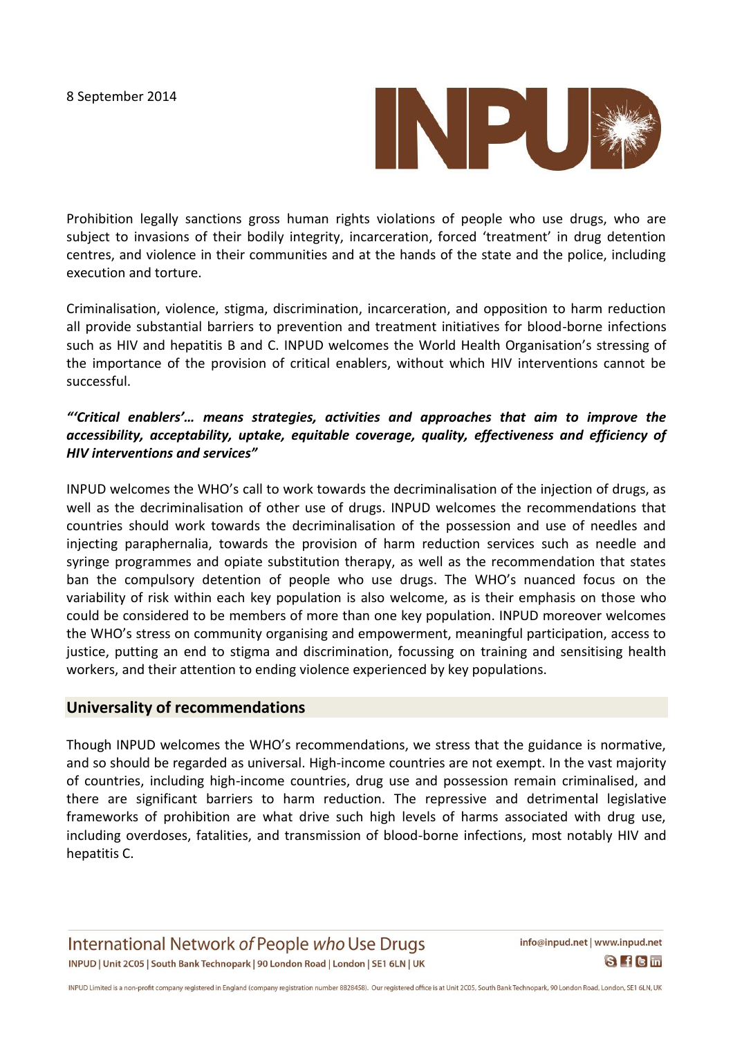8 September 2014

Prohibition legally sanctions gross human rights violations of people who use drugs, who are subject to invasions of their bodily integrity, incarceration, forced 'treatment' in drug detention centres, and violence in their communities and at the hands of the state and the police, including execution and torture.

Criminalisation, violence, stigma, discrimination, incarceration, and opposition to harm reduction all provide substantial barriers to prevention and treatment initiatives for blood-borne infections such as HIV and hepatitis B and C. INPUD welcomes the World Health Organisation's stressing of the importance of the provision of critical enablers, without which HIV interventions cannot be successful.

***"'Critical enablers'… means strategies, activities and approaches that aim to improve the accessibility, acceptability, uptake, equitable coverage, quality, effectiveness and efficiency of HIV interventions and services"***

INPUD welcomes the WHO's call to work towards the decriminalisation of the injection of drugs, as well as the decriminalisation of other use of drugs. INPUD welcomes the recommendations that countries should work towards the decriminalisation of the possession and use of needles and injecting paraphernalia, towards the provision of harm reduction services such as needle and syringe programmes and opiate substitution therapy, as well as the recommendation that states ban the compulsory detention of people who use drugs. The WHO's nuanced focus on the variability of risk within each key population is also welcome, as is their emphasis on those who could be considered to be members of more than one key population. INPUD moreover welcomes the WHO's stress on community organising and empowerment, meaningful participation, access to justice, putting an end to stigma and discrimination, focussing on training and sensitising health workers, and their attention to ending violence experienced by key populations.

## Universality of recommendations

Though INPUD welcomes the WHO's recommendations, we stress that the guidance is normative, and so should be regarded as universal. High-income countries are not exempt. In the vast majority of countries, including high-income countries, drug use and possession remain criminalised, and there are significant barriers to harm reduction. The repressive and detrimental legislative frameworks of prohibition are what drive such high levels of harms associated with drug use, including overdoses, fatalities, and transmission of blood-borne infections, most notably HIV and hepatitis C.